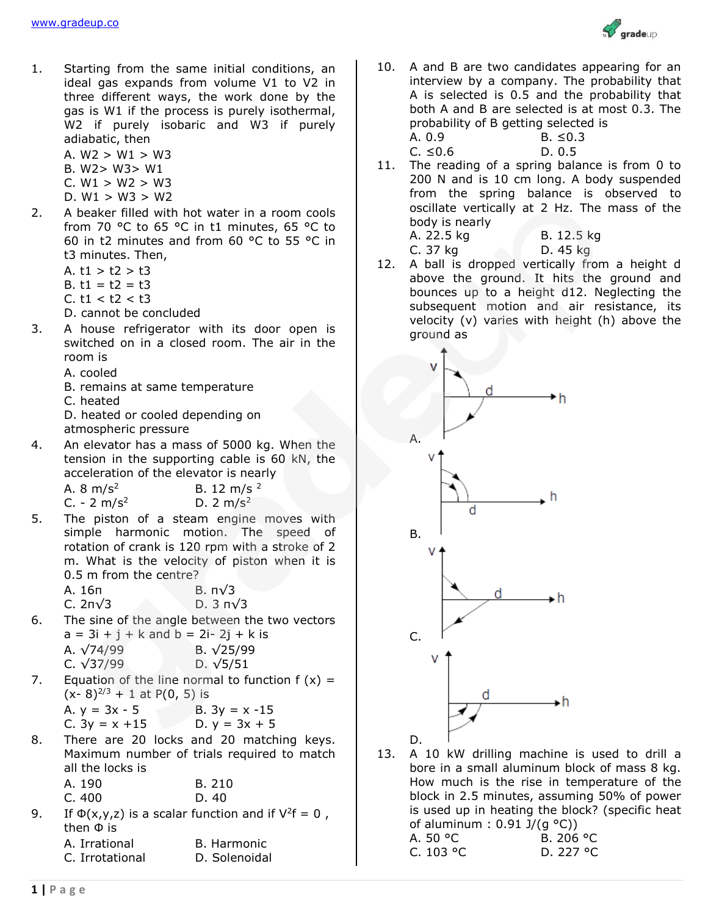1. Starting from the same initial conditions, an ideal gas expands from volume V1 to V2 in three different ways, the work done by the gas is W1 if the process is purely isothermal, W2 if purely isobaric and W3 if purely adiabatic, then
   A. W2 > W1 > W3
   B. W2> W3> W1
   C. W1 > W2 > W3
   D. W1 > W3 > W2

2. A beaker filled with hot water in a room cools from 70 °C to 65 °C in t1 minutes, 65 °C to 60 in t2 minutes and from 60 °C to 55 °C in t3 minutes. Then,
   A. t1 > t2 > t3
   B. t1 = t2 = t3
   C. t1 < t2 < t3
   D. cannot be concluded

3. A house refrigerator with its door open is switched on in a closed room. The air in the room is
   A. cooled
   B. remains at same temperature
   C. heated
   D. heated or cooled depending on atmospheric pressure

4. An elevator has a mass of 5000 kg. When the tension in the supporting cable is 60 kN, the acceleration of the elevator is nearly
   A. 8 $m/s^2$ B. 12 $m/s^2$
   C. - 2 $m/s^2$ D. 2 $m/s^2$

5. The piston of a steam engine moves with simple harmonic motion. The speed of rotation of crank is 120 rpm with a stroke of 2 m. What is the velocity of piston when it is 0.5 m from the centre?
   A. 16π B. $\pi\sqrt{3}$
   C. $2\pi\sqrt{3}$ D. $3\pi\sqrt{3}$

6. The sine of the angle between the two vectors a = 3i + j + k and b = 2i- 2j + k is
   A. $\sqrt{74/99}$ B. $\sqrt{25/99}$
   C. $\sqrt{37/99}$ D. $\sqrt{5/51}$

7. Equation of the line normal to function $f(x) = (x-8)^{2/3} + 1$ at P(0, 5) is
   A. y = 3x - 5 B. 3y = x -15
   C. 3y = x +15 D. y = 3x + 5

8. There are 20 locks and 20 matching keys. Maximum number of trials required to match all the locks is
   A. 190 B. 210
   C. 400 D. 40

9. If Φ(x,y,z) is a scalar function and if $V^2f = 0$ , then Φ is
   A. Irrational B. Harmonic
   C. Irrotational D. Solenoidal

10. A and B are two candidates appearing for an interview by a company. The probability that A is selected is 0.5 and the probability that both A and B are selected is at most 0.3. The probability of B getting selected is
    A. 0.9 B. ≤0.3
    C. ≤0.6 D. 0.5

11. The reading of a spring balance is from 0 to 200 N and is 10 cm long. A body suspended from the spring balance is observed to oscillate vertically at 2 Hz. The mass of the body is nearly
    A. 22.5 kg B. 12.5 kg
    C. 37 kg D. 45 kg

12. A ball is dropped vertically from a height d above the ground. It hits the ground and bounces up to a height d12. Neglecting the subsequent motion and air resistance, its velocity (v) varies with height (h) above the ground as

    A.

    B.

    C.

    D.

13. A 10 kW drilling machine is used to drill a bore in a small aluminum block of mass 8 kg. How much is the rise in temperature of the block in 2.5 minutes, assuming 50% of power is used up in heating the block? (specific heat of aluminum : 0.91 J/(g °C))
    A. 50 °C B. 206 °C
    C. 103 °C D. 227 °C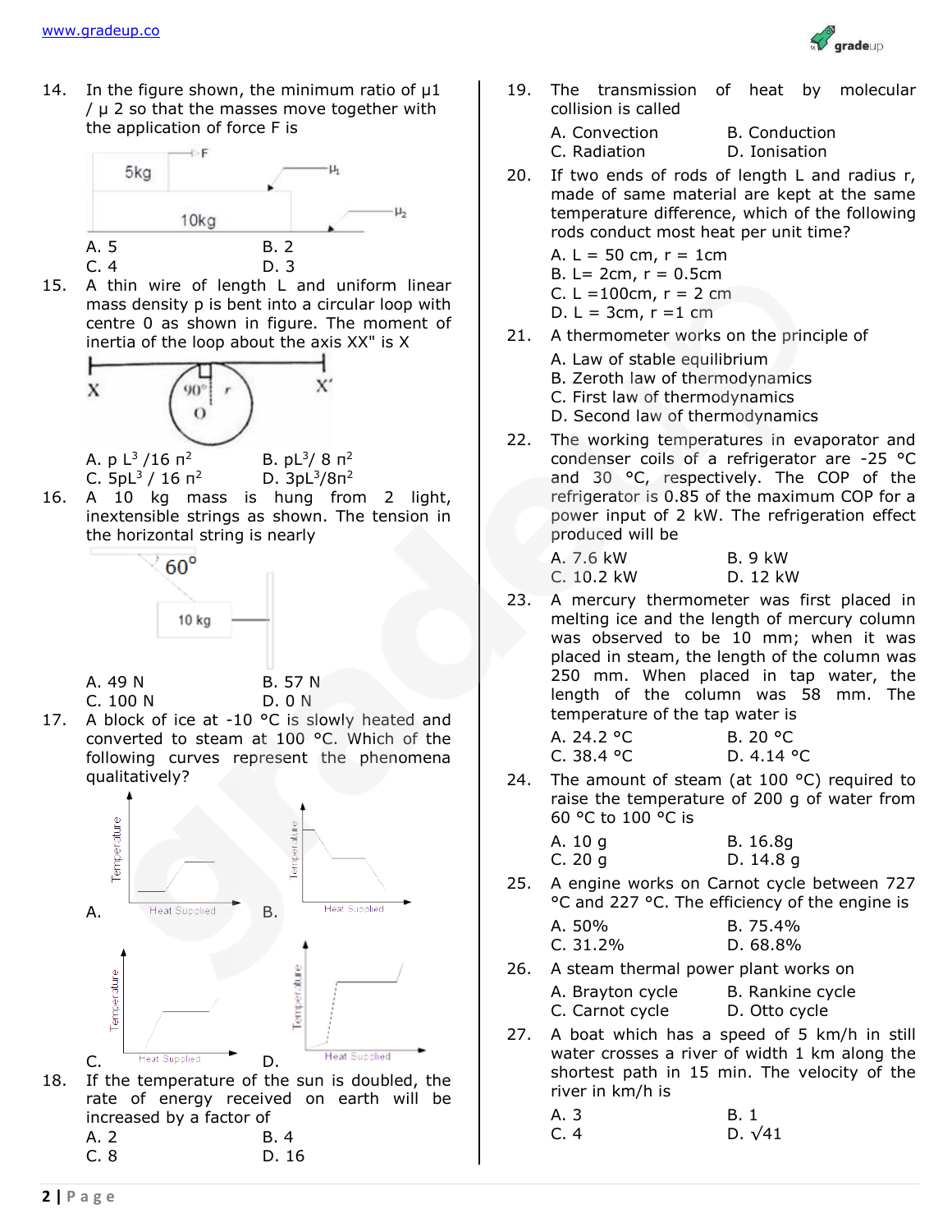14. In the figure shown, the minimum ratio of $\mu_1 / \mu_2$ so that the masses move together with the application of force F is

    A. 5 B. 2
    C. 4 D. 3

15. A thin wire of length L and uniform linear mass density p is bent into a circular loop with centre 0 as shown in figure. The moment of inertia of the loop about the axis XX" is X

    A. $pL^3/16\pi^2$ B. $pL^3/8\pi^2$
    C. $5pL^3/16\pi^2$ D. $3pL^3/8\pi^2$

16. A 10 kg mass is hung from 2 light, inextensible strings as shown. The tension in the horizontal string is nearly

    A. 49 N B. 57 N
    C. 100 N D. 0 N

17. A block of ice at -10 °C is slowly heated and converted to steam at 100 °C. Which of the following curves represent the phenomena qualitatively?

    A. B. C. D.

18. If the temperature of the sun is doubled, the rate of energy received on earth will be increased by a factor of

    A. 2 B. 4
    C. 8 D. 16

19. The transmission of heat by molecular collision is called

    A. Convection B. Conduction
    C. Radiation D. Ionisation

20. If two ends of rods of length L and radius r, made of same material are kept at the same temperature difference, which of the following rods conduct most heat per unit time?

    A. L = 50 cm, r = 1cm
    B. L= 2cm, r = 0.5cm
    C. L =100cm, r = 2 cm
    D. L = 3cm, r =1 cm

21. A thermometer works on the principle of

    A. Law of stable equilibrium
    B. Zeroth law of thermodynamics
    C. First law of thermodynamics
    D. Second law of thermodynamics

22. The working temperatures in evaporator and condenser coils of a refrigerator are -25 °C and 30 °C, respectively. The COP of the refrigerator is 0.85 of the maximum COP for a power input of 2 kW. The refrigeration effect produced will be

    A. 7.6 kW B. 9 kW
    C. 10.2 kW D. 12 kW

23. A mercury thermometer was first placed in melting ice and the length of mercury column was observed to be 10 mm; when it was placed in steam, the length of the column was 250 mm. When placed in tap water, the length of the column was 58 mm. The temperature of the tap water is

    A. 24.2 °C B. 20 °C
    C. 38.4 °C D. 4.14 °C

24. The amount of steam (at 100 °C) required to raise the temperature of 200 g of water from 60 °C to 100 °C is

    A. 10 g B. 16.8g
    C. 20 g D. 14.8 g

25. A engine works on Carnot cycle between 727 °C and 227 °C. The efficiency of the engine is

    A. 50% B. 75.4%
    C. 31.2% D. 68.8%

26. A steam thermal power plant works on

    A. Brayton cycle B. Rankine cycle
    C. Carnot cycle D. Otto cycle

27. A boat which has a speed of 5 km/h in still water crosses a river of width 1 km along the shortest path in 15 min. The velocity of the river in km/h is

    A. 3 B. 1
    C. 4 D. $\sqrt{41}$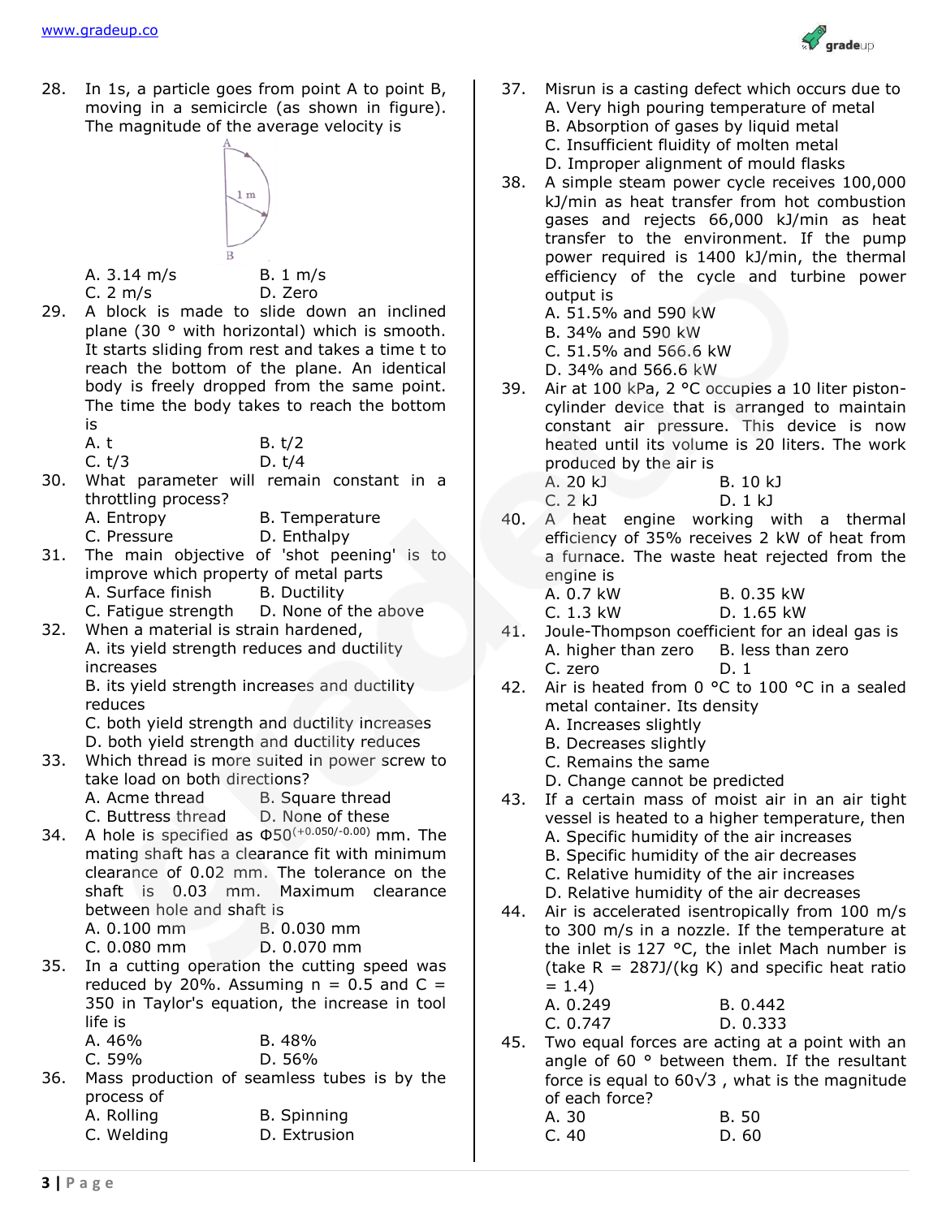28. In 1s, a particle goes from point A to point B, moving in a semicircle (as shown in figure). The magnitude of the average velocity is

A. 3.14 m/s B. 1 m/s
C. 2 m/s D. Zero

29. A block is made to slide down an inclined plane (30 ° with horizontal) which is smooth. It starts sliding from rest and takes a time t to reach the bottom of the plane. An identical body is freely dropped from the same point. The time the body takes to reach the bottom is

A. t B. t/2
C. t/3 D. t/4

30. What parameter will remain constant in a throttling process?

A. Entropy B. Temperature
C. Pressure D. Enthalpy

31. The main objective of 'shot peening' is to improve which property of metal parts

A. Surface finish B. Ductility
C. Fatigue strength D. None of the above

32. When a material is strain hardened,

A. its yield strength reduces and ductility increases
B. its yield strength increases and ductility reduces
C. both yield strength and ductility increases
D. both yield strength and ductility reduces

33. Which thread is more suited in power screw to take load on both directions?

A. Acme thread B. Square thread
C. Buttress thread D. None of these

34. A hole is specified as $\Phi 50^{(+0.050/-0.00)}$ mm. The mating shaft has a clearance fit with minimum clearance of 0.02 mm. The tolerance on the shaft is 0.03 mm. Maximum clearance between hole and shaft is

A. 0.100 mm B. 0.030 mm
C. 0.080 mm D. 0.070 mm

35. In a cutting operation the cutting speed was reduced by 20%. Assuming n = 0.5 and C = 350 in Taylor's equation, the increase in tool life is

A. 46% B. 48%
C. 59% D. 56%

36. Mass production of seamless tubes is by the process of

A. Rolling B. Spinning
C. Welding D. Extrusion

37. Misrun is a casting defect which occurs due to

A. Very high pouring temperature of metal
B. Absorption of gases by liquid metal
C. Insufficient fluidity of molten metal
D. Improper alignment of mould flasks

38. A simple steam power cycle receives 100,000 kJ/min as heat transfer from hot combustion gases and rejects 66,000 kJ/min as heat transfer to the environment. If the pump power required is 1400 kJ/min, the thermal efficiency of the cycle and turbine power output is

A. 51.5% and 590 kW
B. 34% and 590 kW
C. 51.5% and 566.6 kW
D. 34% and 566.6 kW

39. Air at 100 kPa, 2 °C occupies a 10 liter piston-cylinder device that is arranged to maintain constant air pressure. This device is now heated until its volume is 20 liters. The work produced by the air is

A. 20 kJ B. 10 kJ
C. 2 kJ D. 1 kJ

40. A heat engine working with a thermal efficiency of 35% receives 2 kW of heat from a furnace. The waste heat rejected from the engine is

A. 0.7 kW B. 0.35 kW
C. 1.3 kW D. 1.65 kW

41. Joule-Thompson coefficient for an ideal gas is

A. higher than zero B. less than zero
C. zero D. 1

42. Air is heated from 0 °C to 100 °C in a sealed metal container. Its density

A. Increases slightly
B. Decreases slightly
C. Remains the same
D. Change cannot be predicted

43. If a certain mass of moist air in an air tight vessel is heated to a higher temperature, then

A. Specific humidity of the air increases
B. Specific humidity of the air decreases
C. Relative humidity of the air increases
D. Relative humidity of the air decreases

44. Air is accelerated isentropically from 100 m/s to 300 m/s in a nozzle. If the temperature at the inlet is 127 °C, the inlet Mach number is (take R = 287J/(kg K) and specific heat ratio = 1.4)

A. 0.249 B. 0.442
C. 0.747 D. 0.333

45. Two equal forces are acting at a point with an angle of 60 ° between them. If the resultant force is equal to $60\sqrt{3}$, what is the magnitude of each force?

A. 30 B. 50
C. 40 D. 60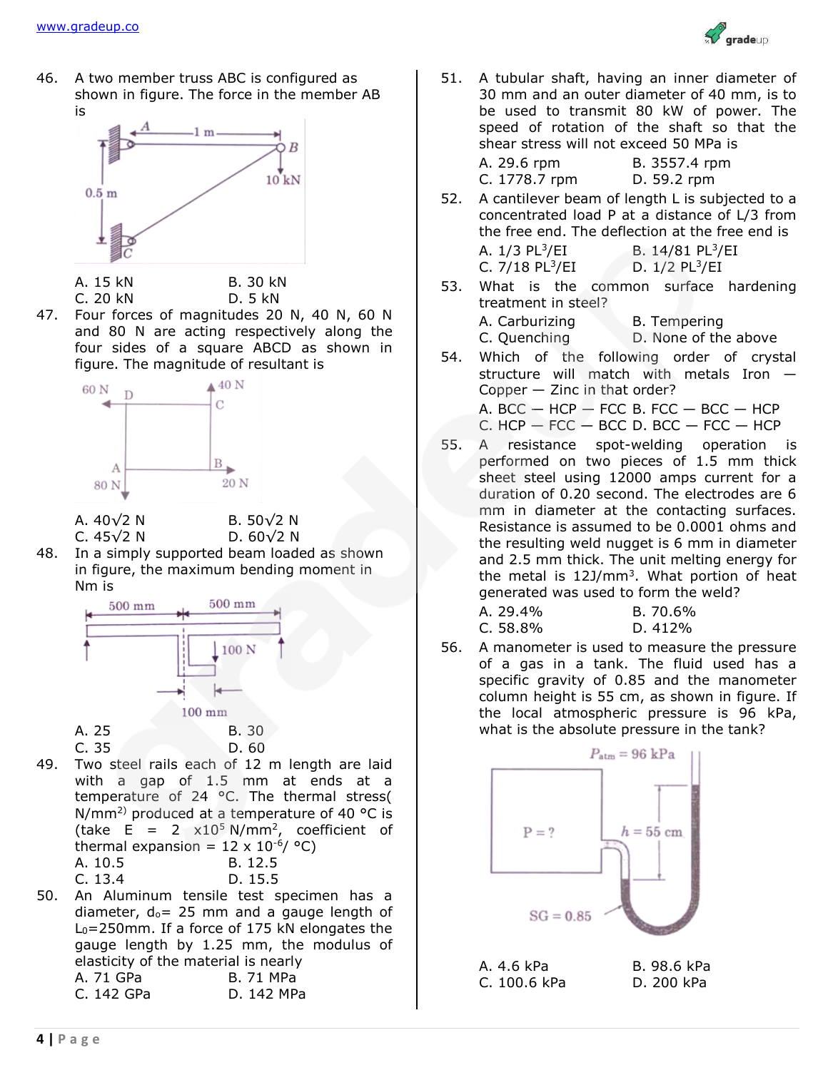46. A two member truss ABC is configured as shown in figure. The force in the member AB is

A. 15 kN B. 30 kN
C. 20 kN D. 5 kN

47. Four forces of magnitudes 20 N, 40 N, 60 N and 80 N are acting respectively along the four sides of a square ABCD as shown in figure. The magnitude of resultant is

A. $40\sqrt{2}$ N B. $50\sqrt{2}$ N
C. $45\sqrt{2}$ N D. $60\sqrt{2}$ N

48. In a simply supported beam loaded as shown in figure, the maximum bending moment in Nm is

A. 25 B. 30
C. 35 D. 60

49. Two steel rails each of 12 m length are laid with a gap of 1.5 mm at ends at a temperature of 24 °C. The thermal stress( $N/mm^2$) produced at a temperature of 40 °C is (take E = 2 $\times 10^5$ $N/mm^2$, coefficient of thermal expansion = 12 x $10^{-6}$/ °C)

A. 10.5 B. 12.5
C. 13.4 D. 15.5

50. An Aluminum tensile test specimen has a diameter, $d_o$= 25 mm and a gauge length of $L_0$=250mm. If a force of 175 kN elongates the gauge length by 1.25 mm, the modulus of elasticity of the material is nearly

A. 71 GPa B. 71 MPa
C. 142 GPa D. 142 MPa

51. A tubular shaft, having an inner diameter of 30 mm and an outer diameter of 40 mm, is to be used to transmit 80 kW of power. The speed of rotation of the shaft so that the shear stress will not exceed 50 MPa is

A. 29.6 rpm B. 3557.4 rpm
C. 1778.7 rpm D. 59.2 rpm

52. A cantilever beam of length L is subjected to a concentrated load P at a distance of L/3 from the free end. The deflection at the free end is

A. 1/3 $PL^3$/EI B. 14/81 $PL^3$/EI
C. 7/18 $PL^3$/EI D. 1/2 $PL^3$/EI

53. What is the common surface hardening treatment in steel?

A. Carburizing B. Tempering
C. Quenching D. None of the above

54. Which of the following order of crystal structure will match with metals Iron — Copper — Zinc in that order?

A. BCC — HCP — FCC B. FCC — BCC — HCP
C. HCP — FCC — BCC D. BCC — FCC — HCP

55. A resistance spot-welding operation is performed on two pieces of 1.5 mm thick sheet steel using 12000 amps current for a duration of 0.20 second. The electrodes are 6 mm in diameter at the contacting surfaces. Resistance is assumed to be 0.0001 ohms and the resulting weld nugget is 6 mm in diameter and 2.5 mm thick. The unit melting energy for the metal is 12J/$mm^3$. What portion of heat generated was used to form the weld?

A. 29.4% B. 70.6%
C. 58.8% D. 412%

56. A manometer is used to measure the pressure of a gas in a tank. The fluid used has a specific gravity of 0.85 and the manometer column height is 55 cm, as shown in figure. If the local atmospheric pressure is 96 kPa, what is the absolute pressure in the tank?

A. 4.6 kPa B. 98.6 kPa
C. 100.6 kPa D. 200 kPa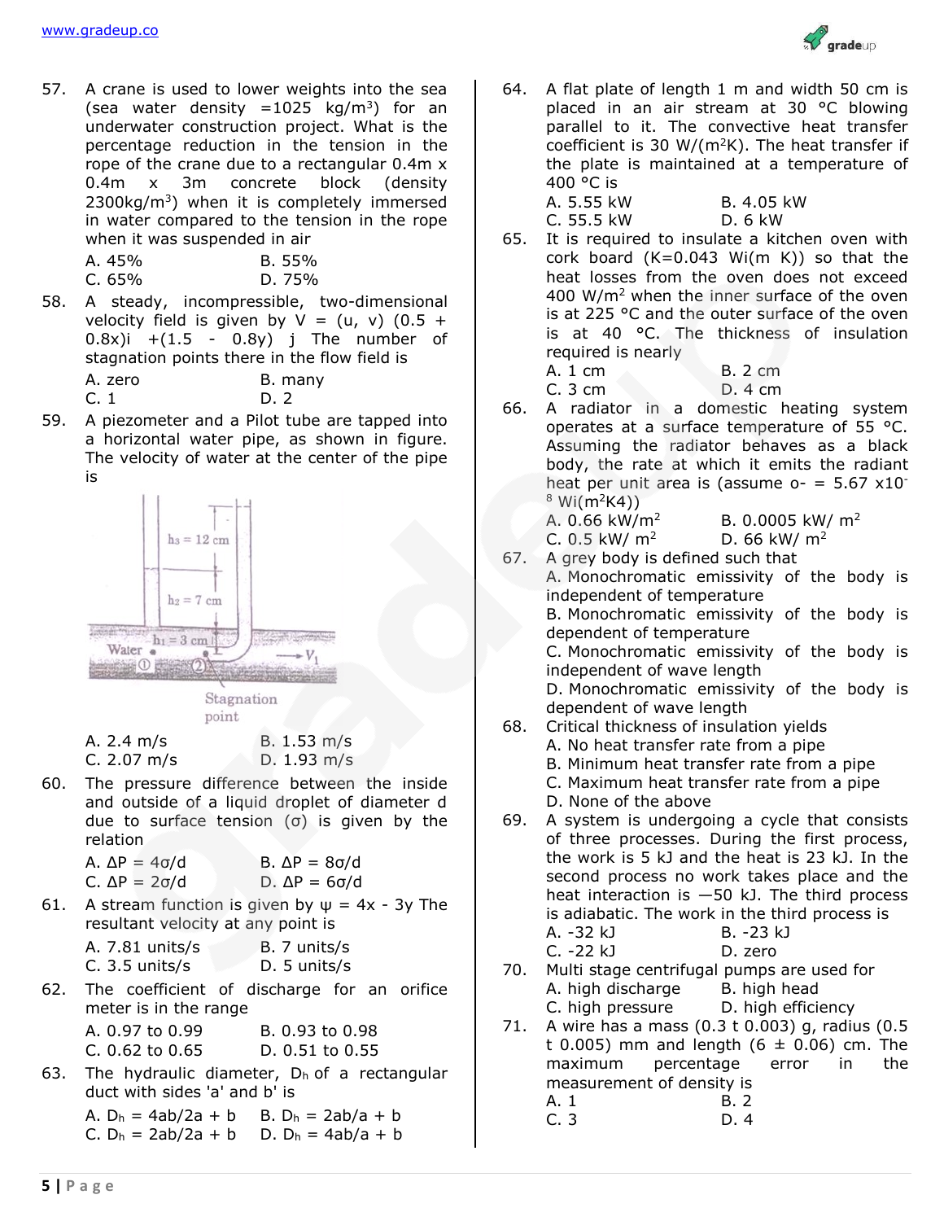57. A crane is used to lower weights into the sea (sea water density $=1025$ kg/m$^3$) for an underwater construction project. What is the percentage reduction in the tension in the rope of the crane due to a rectangular 0.4m x 0.4m x 3m concrete block (density 2300kg/m$^3$) when it is completely immersed in water compared to the tension in the rope when it was suspended in air

A. 45% B. 55%
C. 65% D. 75%

58. A steady, incompressible, two-dimensional velocity field is given by $V = (u, v)$ $(0.5 + 0.8x)i + (1.5 - 0.8y)j$ The number of stagnation points there in the flow field is

A. zero B. many
C. 1 D. 2

59. A piezometer and a Pilot tube are tapped into a horizontal water pipe, as shown in figure. The velocity of water at the center of the pipe is

$h_3 = 12$ cm
$h_2 = 7$ cm
$h_1 = 3$ cm
Water
Stagnation point

A. 2.4 m/s B. 1.53 m/s
C. 2.07 m/s D. 1.93 m/s

60. The pressure difference between the inside and outside of a liquid droplet of diameter d due to surface tension ($\sigma$) is given by the relation

A. $\Delta P = 4\sigma/d$ B. $\Delta P = 8\sigma/d$
C. $\Delta P = 2\sigma/d$ D. $\Delta P = 6\sigma/d$

61. A stream function is given by $\psi = 4x - 3y$ The resultant velocity at any point is

A. 7.81 units/s B. 7 units/s
C. 3.5 units/s D. 5 units/s

62. The coefficient of discharge for an orifice meter is in the range

A. 0.97 to 0.99 B. 0.93 to 0.98
C. 0.62 to 0.65 D. 0.51 to 0.55

63. The hydraulic diameter, $D_h$ of a rectangular duct with sides 'a' and b' is

A. $D_h = 4ab/2a + b$ B. $D_h = 2ab/a + b$
C. $D_h = 2ab/2a + b$ D. $D_h = 4ab/a + b$

64. A flat plate of length 1 m and width 50 cm is placed in an air stream at 30 °C blowing parallel to it. The convective heat transfer coefficient is 30 W/(m$^2$K). The heat transfer if the plate is maintained at a temperature of 400 °C is

A. 5.55 kW B. 4.05 kW
C. 55.5 kW D. 6 kW

65. It is required to insulate a kitchen oven with cork board (K=0.043 Wi(m K)) so that the heat losses from the oven does not exceed 400 W/m$^2$ when the inner surface of the oven is at 225 °C and the outer surface of the oven is at 40 °C. The thickness of insulation required is nearly

A. 1 cm B. 2 cm
C. 3 cm D. 4 cm

66. A radiator in a domestic heating system operates at a surface temperature of 55 °C. Assuming the radiator behaves as a black body, the rate at which it emits the radiant heat per unit area is (assume o- = $5.67 \times 10^{-8}$ Wi(m$^2$K4))

A. 0.66 kW/m$^2$ B. 0.0005 kW/ m$^2$
C. 0.5 kW/ m$^2$ D. 66 kW/ m$^2$

67. A grey body is defined such that

A. Monochromatic emissivity of the body is independent of temperature
B. Monochromatic emissivity of the body is dependent of temperature
C. Monochromatic emissivity of the body is independent of wave length
D. Monochromatic emissivity of the body is dependent of wave length

68. Critical thickness of insulation yields

A. No heat transfer rate from a pipe
B. Minimum heat transfer rate from a pipe
C. Maximum heat transfer rate from a pipe
D. None of the above

69. A system is undergoing a cycle that consists of three processes. During the first process, the work is 5 kJ and the heat is 23 kJ. In the second process no work takes place and the heat interaction is —50 kJ. The third process is adiabatic. The work in the third process is

A. -32 kJ B. -23 kJ
C. -22 kJ D. zero

70. Multi stage centrifugal pumps are used for

A. high discharge B. high head
C. high pressure D. high efficiency

71. A wire has a mass (0.3 t 0.003) g, radius (0.5 t 0.005) mm and length (6 ± 0.06) cm. The maximum percentage error in the measurement of density is

A. 1 B. 2
C. 3 D. 4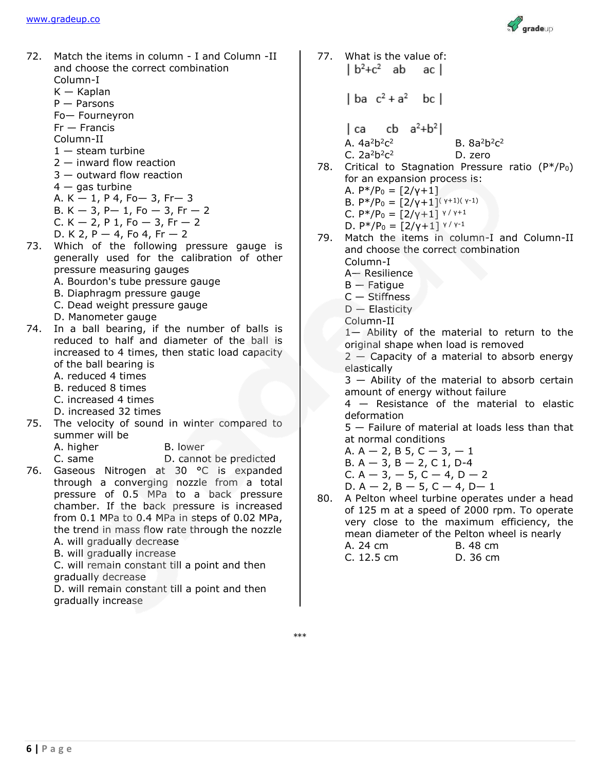72. Match the items in column - I and Column -II and choose the correct combination

Column-I

K — Kaplan

P — Parsons

Fo— Fourneyron

Fr — Francis

Column-II

1 — steam turbine

2 — inward flow reaction

3 — outward flow reaction

4 — gas turbine

A. K — 1, P 4, Fo— 3, Fr— 3

B. K — 3, P— 1, Fo — 3, Fr — 2

C. K — 2, P 1, Fo — 3, Fr — 2

D. K 2, P — 4, Fo 4, Fr — 2

73. Which of the following pressure gauge is generally used for the calibration of other pressure measuring gauges

A. Bourdon's tube pressure gauge

B. Diaphragm pressure gauge

C. Dead weight pressure gauge

D. Manometer gauge

74. In a ball bearing, if the number of balls is reduced to half and diameter of the ball is increased to 4 times, then static load capacity of the ball bearing is

A. reduced 4 times

B. reduced 8 times

C. increased 4 times

D. increased 32 times

75. The velocity of sound in winter compared to summer will be

A. higher
B. lower
C. same
D. cannot be predicted

76. Gaseous Nitrogen at 30 °C is expanded through a converging nozzle from a total pressure of 0.5 MPa to a back pressure chamber. If the back pressure is increased from 0.1 MPa to 0.4 MPa in steps of 0.02 MPa, the trend in mass flow rate through the nozzle

A. will gradually decrease

B. will gradually increase

C. will remain constant till a point and then gradually decrease

D. will remain constant till a point and then gradually increase

77. What is the value of:

$$\begin{vmatrix} b^2+c^2 & ab & ac \\ ba & c^2+a^2 & bc \\ ca & cb & a^2+b^2 \end{vmatrix}$$

A. $4a^2b^2c^2$
B. $8a^2b^2c^2$
C. $2a^2b^2c^2$
D. zero

78. Critical to Stagnation Pressure ratio ($P^*/P_0$) for an expansion process is:

A. $P^*/P_0 = [2/\gamma+1]$

B. $P^*/P_0 = [2/\gamma+1]^{(\gamma+1)(\gamma-1)}$

C. $P^*/P_0 = [2/\gamma+1]^{\gamma/\gamma+1}$

D. $P^*/P_0 = [2/\gamma+1]^{\gamma/\gamma-1}$

79. Match the items in column-I and Column-II and choose the correct combination

Column-I

A— Resilience

B — Fatigue

C — Stiffness

D — Elasticity

Column-II

1— Ability of the material to return to the original shape when load is removed

2 — Capacity of a material to absorb energy elastically

3 — Ability of the material to absorb certain amount of energy without failure

4 — Resistance the material to elastic deformation

5 — Failure of material at loads less than that at normal conditions

A. A — 2, B 5, C — 3, — 1

B. A — 3, B — 2, C 1, D-4

C. A — 3, — 5, C — 4, D — 2

D. A — 2, B — 5, C — 4, D— 1

80. A Pelton wheel turbine operates under a head of 125 m at a speed of 2000 rpm. To operate very close to the maximum efficiency, the mean diameter of the Pelton wheel is nearly

A. 24 cm
B. 48 cm
C. 12.5 cm
D. 36 cm

***